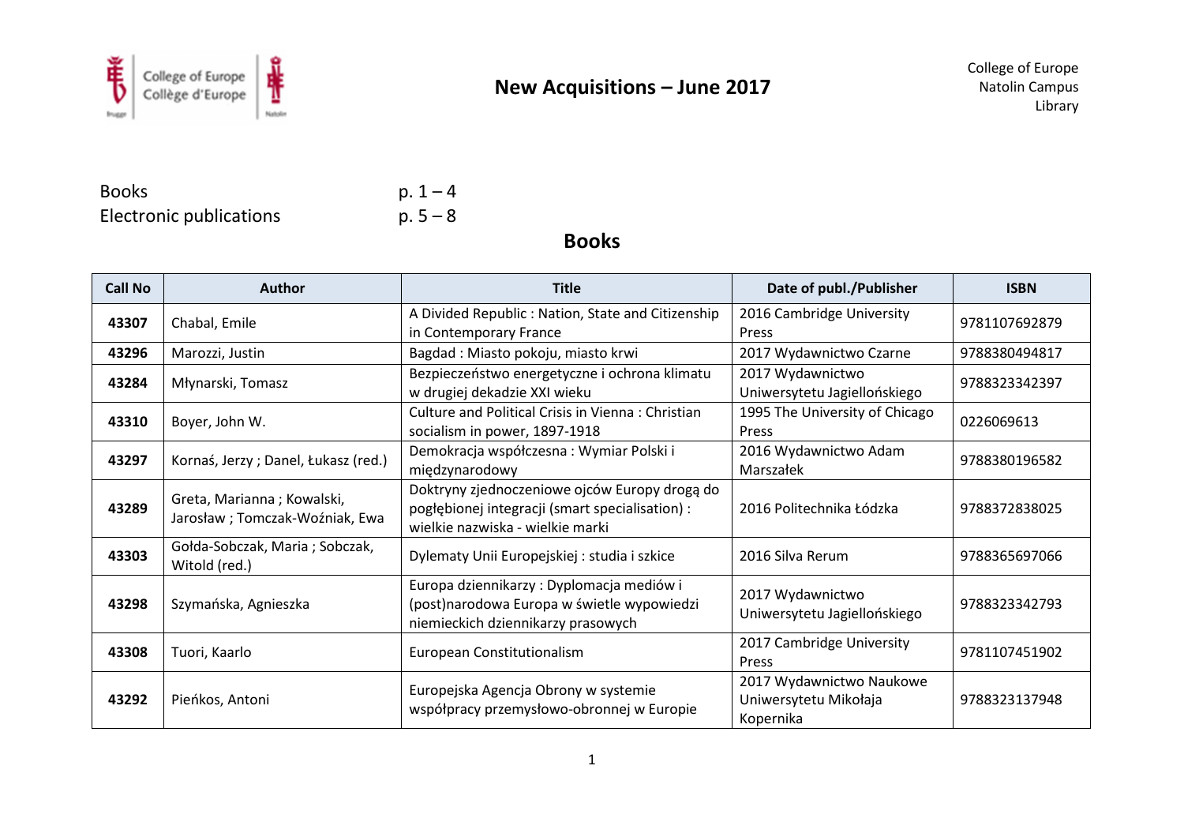# New Acquisitions – June 2017

College of Europe
Natolin Campus
Library

Books p. 1 – 4
Electronic publications p. 5 – 8

## Books

| Call No | Author | Title | Date of publ./Publisher | ISBN |
|---|---|---|---|---|
| **43307** | Chabal, Emile | A Divided Republic : Nation, State and Citizenship in Contemporary France | 2016 Cambridge University Press | 9781107692879 |
| **43296** | Marozzi, Justin | Bagdad : Miasto pokoju, miasto krwi | 2017 Wydawnictwo Czarne | 9788380494817 |
| **43284** | Młynarski, Tomasz | Bezpieczeństwo energetyczne i ochrona klimatu w drugiej dekadzie XXI wieku | 2017 Wydawnictwo Uniwersytetu Jagiellońskiego | 9788323342397 |
| **43310** | Boyer, John W. | Culture and Political Crisis in Vienna : Christian socialism in power, 1897-1918 | 1995 The University of Chicago Press | 0226069613 |
| **43297** | Kornaś, Jerzy ; Danel, Łukasz (red.) | Demokracja współczesna : Wymiar Polski i międzynarodowy | 2016 Wydawnictwo Adam Marszałek | 9788380196582 |
| **43289** | Greta, Marianna ; Kowalski, Jarosław ; Tomczak-Woźniak, Ewa | Doktryny zjednoczeniowe ojców Europy drogą do pogłębionej integracji (smart specialisation) : wielkie nazwiska - wielkie marki | 2016 Politechnika Łódzka | 9788372838025 |
| **43303** | Gołda-Sobczak, Maria ; Sobczak, Witold (red.) | Dylematy Unii Europejskiej : studia i szkice | 2016 Silva Rerum | 9788365697066 |
| **43298** | Szymańska, Agnieszka | Europa dziennikarzy : Dyplomacja mediów i (post)narodowa Europa w świetle wypowiedzi niemieckich dziennikarzy prasowych | 2017 Wydawnictwo Uniwersytetu Jagiellońskiego | 9788323342793 |
| **43308** | Tuori, Kaarlo | European Constitutionalism | 2017 Cambridge University Press | 9781107451902 |
| **43292** | Pieńkos, Antoni | Europejska Agencja Obrony w systemie współpracy przemysłowo-obronnej w Europie | 2017 Wydawnictwo Naukowe Uniwersytetu Mikołaja Kopernika | 9788323137948 |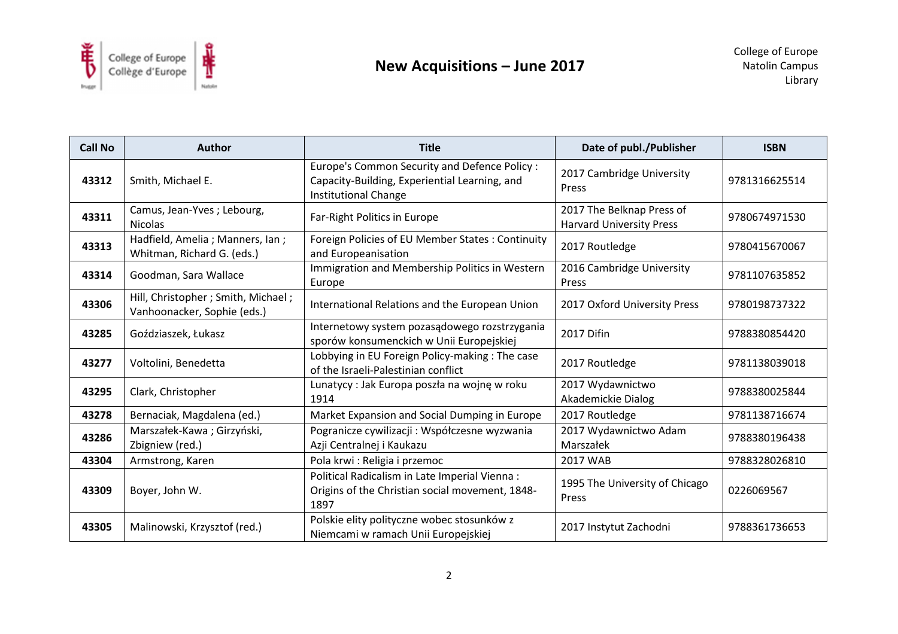# New Acquisitions – June 2017

| Call No | Author | Title | Date of publ./Publisher | ISBN |
|---|---|---|---|---|
| **43312** | Smith, Michael E. | Europe's Common Security and Defence Policy : Capacity-Building, Experiential Learning, and Institutional Change | 2017 Cambridge University Press | 9781316625514 |
| **43311** | Camus, Jean-Yves ; Lebourg, Nicolas | Far-Right Politics in Europe | 2017 The Belknap Press of Harvard University Press | 9780674971530 |
| **43313** | Hadfield, Amelia ; Manners, Ian ; Whitman, Richard G. (eds.) | Foreign Policies of EU Member States : Continuity and Europeanisation | 2017 Routledge | 9780415670067 |
| **43314** | Goodman, Sara Wallace | Immigration and Membership Politics in Western Europe | 2016 Cambridge University Press | 9781107635852 |
| **43306** | Hill, Christopher ; Smith, Michael ; Vanhoonacker, Sophie (eds.) | International Relations and the European Union | 2017 Oxford University Press | 9780198737322 |
| **43285** | Goździaszek, Łukasz | Internetowy system pozasądowego rozstrzygania sporów konsumenckich w Unii Europejskiej | 2017 Difin | 9788380854420 |
| **43277** | Voltolini, Benedetta | Lobbying in EU Foreign Policy-making : The case of the Israeli-Palestinian conflict | 2017 Routledge | 9781138039018 |
| **43295** | Clark, Christopher | Lunatycy : Jak Europa poszła na wojnę w roku 1914 | 2017 Wydawnictwo Akademickie Dialog | 9788380025844 |
| **43278** | Bernaciak, Magdalena (ed.) | Market Expansion and Social Dumping in Europe | 2017 Routledge | 9781138716674 |
| **43286** | Marszałek-Kawa ; Girzyński, Zbigniew (red.) | Pogranicze cywilizacji : Współczesne wyzwania Azji Centralnej i Kaukazu | 2017 Wydawnictwo Adam Marszałek | 9788380196438 |
| **43304** | Armstrong, Karen | Pola krwi : Religia i przemoc | 2017 WAB | 9788328026810 |
| **43309** | Boyer, John W. | Political Radicalism in Late Imperial Vienna : Origins of the Christian social movement, 1848-1897 | 1995 The University of Chicago Press | 0226069567 |
| **43305** | Malinowski, Krzysztof (red.) | Polskie elity polityczne wobec stosunków z Niemcami w ramach Unii Europejskiej | 2017 Instytut Zachodni | 9788361736653 |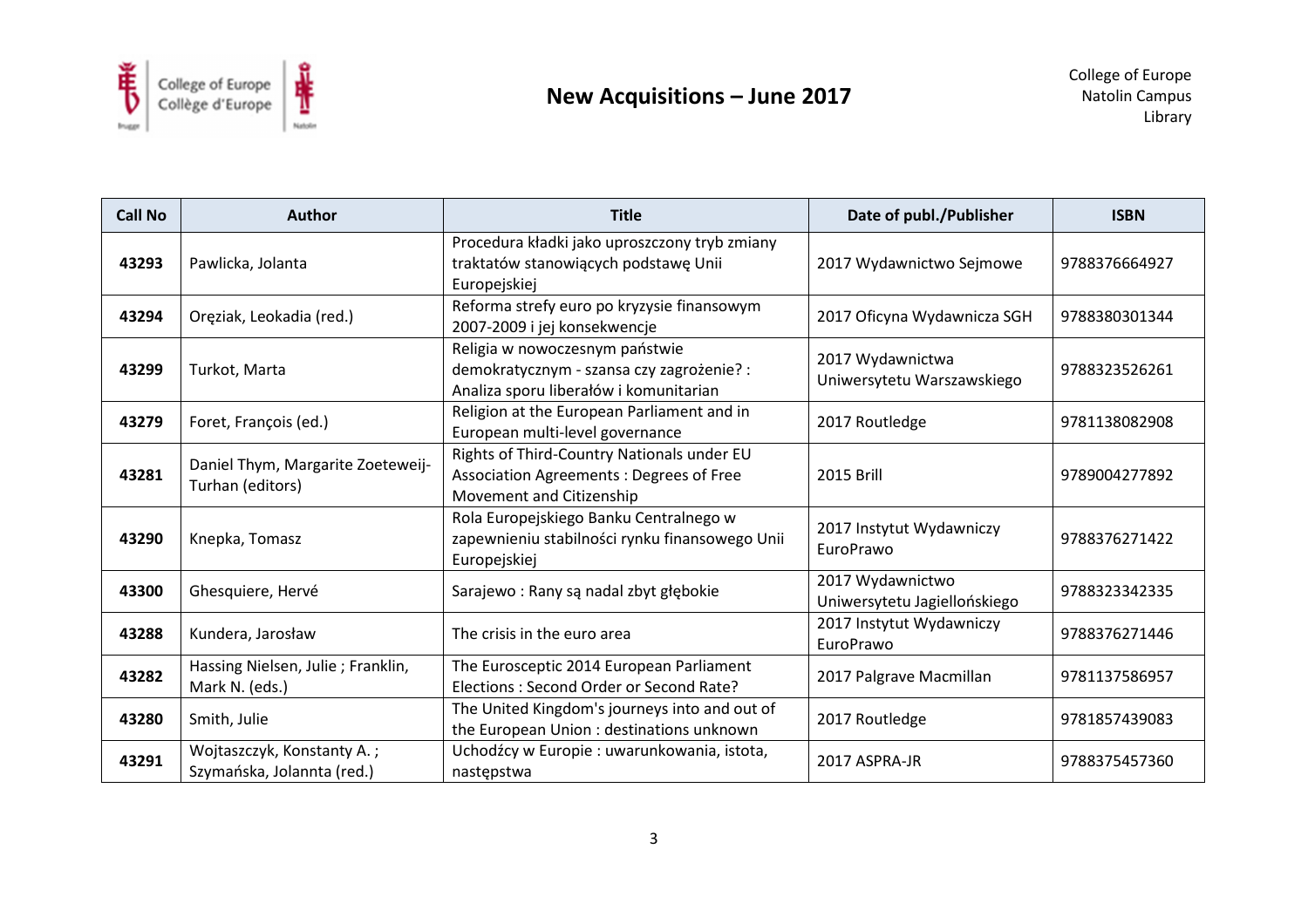# New Acquisitions – June 2017

College of Europe
Natolin Campus
Library

| Call No | Author | Title | Date of publ./Publisher | ISBN |
|---|---|---|---|---|
| **43293** | Pawlicka, Jolanta | Procedura kładki jako uproszczony tryb zmiany traktatów stanowiących podstawę Unii Europejskiej | 2017 Wydawnictwo Sejmowe | 9788376664927 |
| **43294** | Oręziak, Leokadia (red.) | Reforma strefy euro po kryzysie finansowym 2007-2009 i jej konsekwencje | 2017 Oficyna Wydawnicza SGH | 9788380301344 |
| **43299** | Turkot, Marta | Religia w nowoczesnym państwie demokratycznym - szansa czy zagrożenie? : Analiza sporu liberałów i komunitarian | 2017 Wydawnictwa Uniwersytetu Warszawskiego | 9788323526261 |
| **43279** | Foret, François (ed.) | Religion at the European Parliament and in European multi-level governance | 2017 Routledge | 9781138082908 |
| **43281** | Daniel Thym, Margarite Zoeteweij-Turhan (editors) | Rights of Third-Country Nationals under EU Association Agreements : Degrees of Free Movement and Citizenship | 2015 Brill | 9789004277892 |
| **43290** | Knepka, Tomasz | Rola Europejskiego Banku Centralnego w zapewnieniu stabilności rynku finansowego Unii Europejskiej | 2017 Instytut Wydawniczy EuroPrawo | 9788376271422 |
| **43300** | Ghesquiere, Hervé | Sarajewo : Rany są nadal zbyt głębokie | 2017 Wydawnictwo Uniwersytetu Jagiellońskiego | 9788323342335 |
| **43288** | Kundera, Jarosław | The crisis in the euro area | 2017 Instytut Wydawniczy EuroPrawo | 9788376271446 |
| **43282** | Hassing Nielsen, Julie ; Franklin, Mark N. (eds.) | The Eurosceptic 2014 European Parliament Elections : Second Order or Second Rate? | 2017 Palgrave Macmillan | 9781137586957 |
| **43280** | Smith, Julie | The United Kingdom's journeys into and out of the European Union : destinations unknown | 2017 Routledge | 9781857439083 |
| **43291** | Wojtaszczyk, Konstanty A. ; Szymańska, Jolannta (red.) | Uchodźcy w Europie : uwarunkowania, istota, następstwa | 2017 ASPRA-JR | 9788375457360 |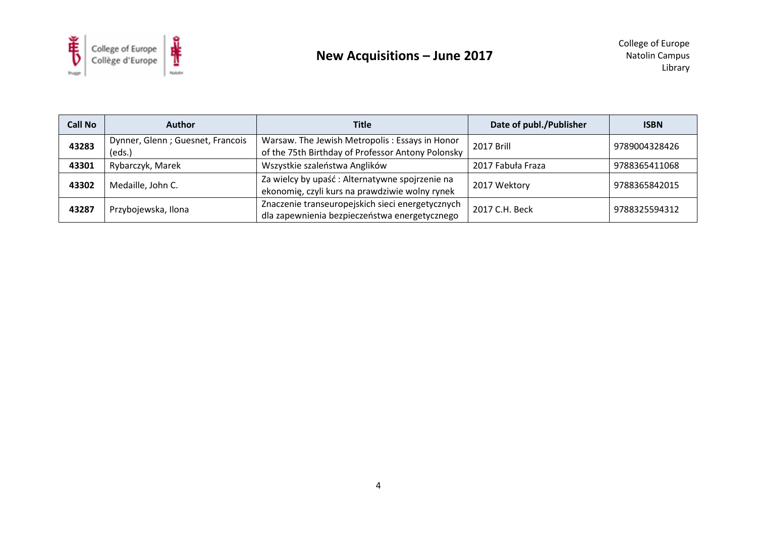# New Acquisitions – June 2017

College of Europe
Natolin Campus
Library

| Call No | Author | Title | Date of publ./Publisher | ISBN |
|---|---|---|---|---|
| **43283** | Dynner, Glenn ; Guesnet, Francois (eds.) | Warsaw. The Jewish Metropolis : Essays in Honor of the 75th Birthday of Professor Antony Polonsky | 2017 Brill | 9789004328426 |
| **43301** | Rybarczyk, Marek | Wszystkie szaleństwa Anglików | 2017 Fabuła Fraza | 9788365411068 |
| **43302** | Medaille, John C. | Za wielcy by upaść : Alternatywne spojrzenie na ekonomię, czyli kurs na prawdziwie wolny rynek | 2017 Wektory | 9788365842015 |
| **43287** | Przybojewska, Ilona | Znaczenie transeuropejskich sieci energetycznych dla zapewnienia bezpieczeństwa energetycznego | 2017 C.H. Beck | 9788325594312 |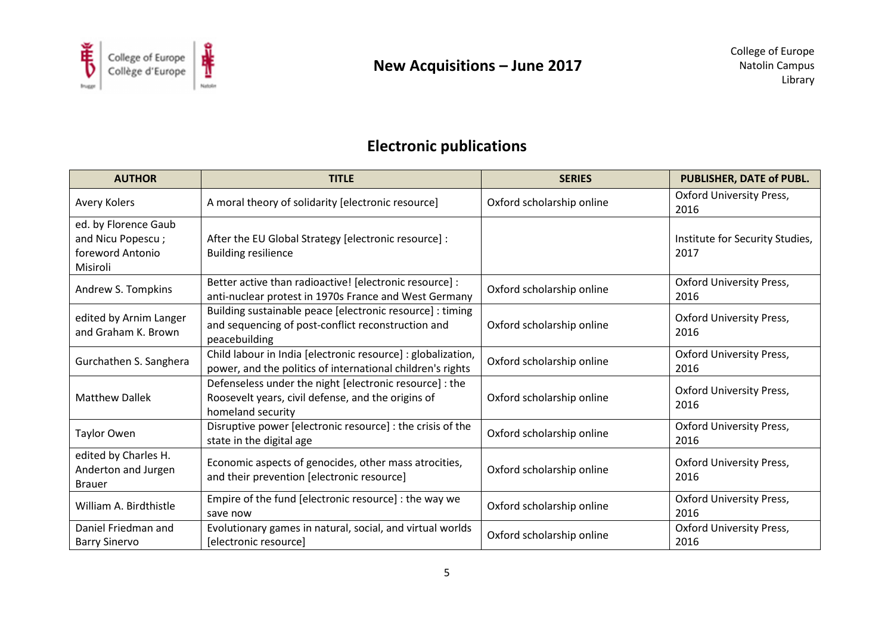## Electronic publications

| AUTHOR | TITLE | SERIES | PUBLISHER, DATE of PUBL. |
|---|---|---|---|
| Avery Kolers | A moral theory of solidarity [electronic resource] | Oxford scholarship online | Oxford University Press, 2016 |
| ed. by Florence Gaub and Nicu Popescu ; foreword Antonio Misiroli | After the EU Global Strategy [electronic resource] : Building resilience | | Institute for Security Studies, 2017 |
| Andrew S. Tompkins | Better active than radioactive! [electronic resource] : anti-nuclear protest in 1970s France and West Germany | Oxford scholarship online | Oxford University Press, 2016 |
| edited by Arnim Langer and Graham K. Brown | Building sustainable peace [electronic resource] : timing and sequencing of post-conflict reconstruction and peacebuilding | Oxford scholarship online | Oxford University Press, 2016 |
| Gurchathen S. Sanghera | Child labour in India [electronic resource] : globalization, power, and the politics of international children's rights | Oxford scholarship online | Oxford University Press, 2016 |
| Matthew Dallek | Defenseless under the night [electronic resource] : the Roosevelt years, civil defense, and the origins of homeland security | Oxford scholarship online | Oxford University Press, 2016 |
| Taylor Owen | Disruptive power [electronic resource] : the crisis of the state in the digital age | Oxford scholarship online | Oxford University Press, 2016 |
| edited by Charles H. Anderton and Jurgen Brauer | Economic aspects of genocides, other mass atrocities, and their prevention [electronic resource] | Oxford scholarship online | Oxford University Press, 2016 |
| William A. Birdthistle | Empire of the fund [electronic resource] : the way we save now | Oxford scholarship online | Oxford University Press, 2016 |
| Daniel Friedman and Barry Sinervo | Evolutionary games in natural, social, and virtual worlds [electronic resource] | Oxford scholarship online | Oxford University Press, 2016 |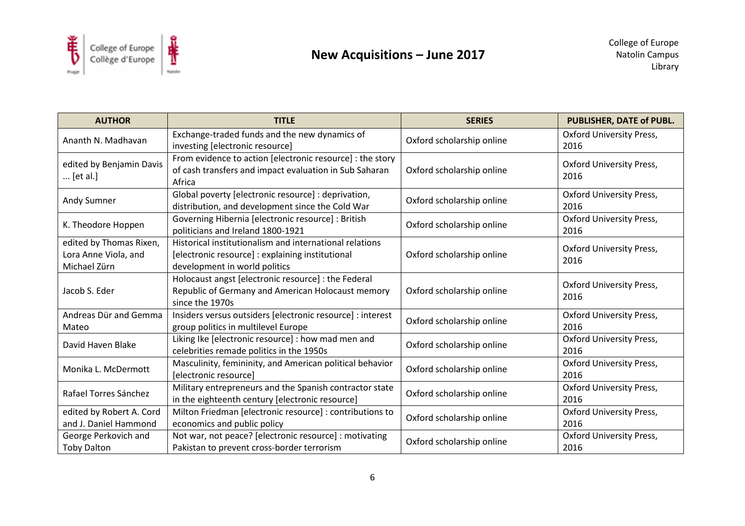| AUTHOR | TITLE | SERIES | PUBLISHER, DATE of PUBL. |
|---|---|---|---|
| Ananth N. Madhavan | Exchange-traded funds and the new dynamics of investing [electronic resource] | Oxford scholarship online | Oxford University Press, 2016 |
| edited by Benjamin Davis ... [et al.] | From evidence to action [electronic resource] : the story of cash transfers and impact evaluation in Sub Saharan Africa | Oxford scholarship online | Oxford University Press, 2016 |
| Andy Sumner | Global poverty [electronic resource] : deprivation, distribution, and development since the Cold War | Oxford scholarship online | Oxford University Press, 2016 |
| K. Theodore Hoppen | Governing Hibernia [electronic resource] : British politicians and Ireland 1800-1921 | Oxford scholarship online | Oxford University Press, 2016 |
| edited by Thomas Rixen, Lora Anne Viola, and Michael Zürn | Historical institutionalism and international relations [electronic resource] : explaining institutional development in world politics | Oxford scholarship online | Oxford University Press, 2016 |
| Jacob S. Eder | Holocaust angst [electronic resource] : the Federal Republic of Germany and American Holocaust memory since the 1970s | Oxford scholarship online | Oxford University Press, 2016 |
| Andreas Dür and Gemma Mateo | Insiders versus outsiders [electronic resource] : interest group politics in multilevel Europe | Oxford scholarship online | Oxford University Press, 2016 |
| David Haven Blake | Liking Ike [electronic resource] : how mad men and celebrities remade politics in the 1950s | Oxford scholarship online | Oxford University Press, 2016 |
| Monika L. McDermott | Masculinity, femininity, and American political behavior [electronic resource] | Oxford scholarship online | Oxford University Press, 2016 |
| Rafael Torres Sánchez | Military entrepreneurs and the Spanish contractor state in the eighteenth century [electronic resource] | Oxford scholarship online | Oxford University Press, 2016 |
| edited by Robert A. Cord and J. Daniel Hammond | Milton Friedman [electronic resource] : contributions to economics and public policy | Oxford scholarship online | Oxford University Press, 2016 |
| George Perkovich and Toby Dalton | Not war, not peace? [electronic resource] : motivating Pakistan to prevent cross-border terrorism | Oxford scholarship online | Oxford University Press, 2016 |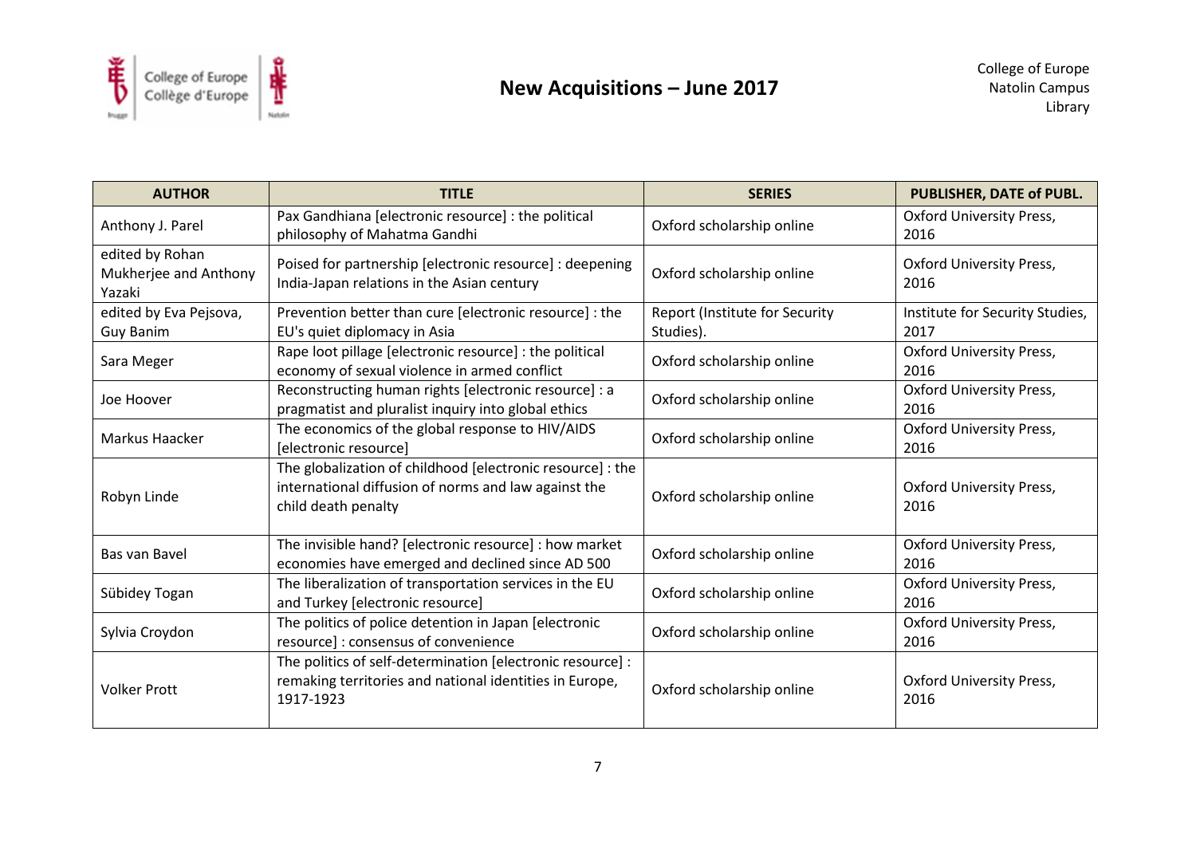# New Acquisitions – June 2017

College of Europe
Natolin Campus
Library

| AUTHOR | TITLE | SERIES | PUBLISHER, DATE of PUBL. |
|---|---|---|---|
| Anthony J. Parel | Pax Gandhiana [electronic resource] : the political philosophy of Mahatma Gandhi | Oxford scholarship online | Oxford University Press, 2016 |
| edited by Rohan Mukherjee and Anthony Yazaki | Poised for partnership [electronic resource] : deepening India-Japan relations in the Asian century | Oxford scholarship online | Oxford University Press, 2016 |
| edited by Eva Pejsova, Guy Banim | Prevention better than cure [electronic resource] : the EU's quiet diplomacy in Asia | Report (Institute for Security Studies). | Institute for Security Studies, 2017 |
| Sara Meger | Rape loot pillage [electronic resource] : the political economy of sexual violence in armed conflict | Oxford scholarship online | Oxford University Press, 2016 |
| Joe Hoover | Reconstructing human rights [electronic resource] : a pragmatist and pluralist inquiry into global ethics | Oxford scholarship online | Oxford University Press, 2016 |
| Markus Haacker | The economics of the global response to HIV/AIDS [electronic resource] | Oxford scholarship online | Oxford University Press, 2016 |
| Robyn Linde | The globalization of childhood [electronic resource] : the international diffusion of norms and law against the child death penalty | Oxford scholarship online | Oxford University Press, 2016 |
| Bas van Bavel | The invisible hand? [electronic resource] : how market economies have emerged and declined since AD 500 | Oxford scholarship online | Oxford University Press, 2016 |
| Sübidey Togan | The liberalization of transportation services in the EU and Turkey [electronic resource] | Oxford scholarship online | Oxford University Press, 2016 |
| Sylvia Croydon | The politics of police detention in Japan [electronic resource] : consensus of convenience | Oxford scholarship online | Oxford University Press, 2016 |
| Volker Prott | The politics of self-determination [electronic resource] : remaking territories and national identities in Europe, 1917-1923 | Oxford scholarship online | Oxford University Press, 2016 |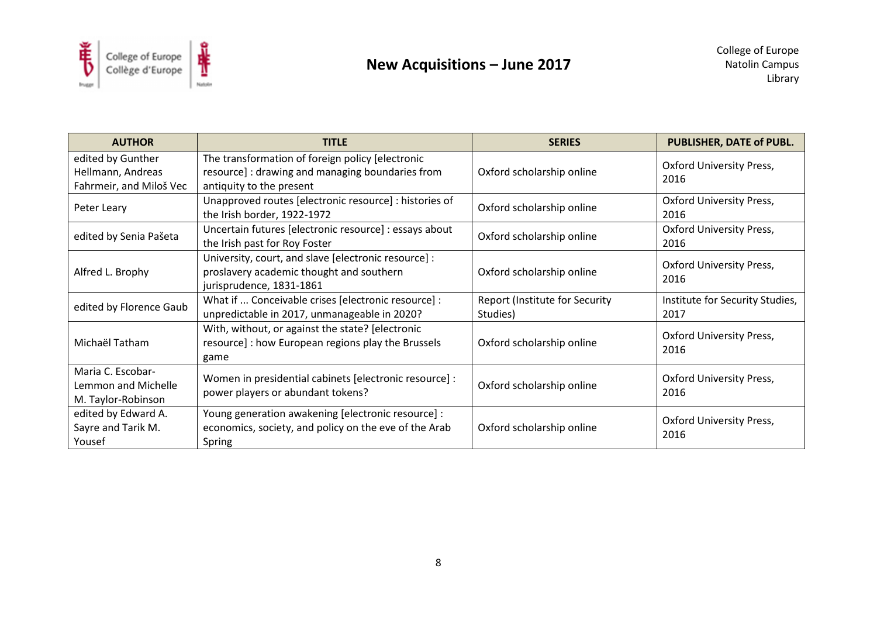# New Acquisitions – June 2017

College of Europe
Natolin Campus
Library

| AUTHOR | TITLE | SERIES | PUBLISHER, DATE of PUBL. |
|---|---|---|---|
| edited by Gunther Hellmann, Andreas Fahrmeir, and Miloš Vec | The transformation of foreign policy [electronic resource] : drawing and managing boundaries from antiquity to the present | Oxford scholarship online | Oxford University Press, 2016 |
| Peter Leary | Unapproved routes [electronic resource] : histories of the Irish border, 1922-1972 | Oxford scholarship online | Oxford University Press, 2016 |
| edited by Senia Pašeta | Uncertain futures [electronic resource] : essays about the Irish past for Roy Foster | Oxford scholarship online | Oxford University Press, 2016 |
| Alfred L. Brophy | University, court, and slave [electronic resource] : proslavery academic thought and southern jurisprudence, 1831-1861 | Oxford scholarship online | Oxford University Press, 2016 |
| edited by Florence Gaub | What if ... Conceivable crises [electronic resource] : unpredictable in 2017, unmanageable in 2020? | Report (Institute for Security Studies) | Institute for Security Studies, 2017 |
| Michaël Tatham | With, without, or against the state? [electronic resource] : how European regions play the Brussels game | Oxford scholarship online | Oxford University Press, 2016 |
| Maria C. Escobar-Lemmon and Michelle M. Taylor-Robinson | Women in presidential cabinets [electronic resource] : power players or abundant tokens? | Oxford scholarship online | Oxford University Press, 2016 |
| edited by Edward A. Sayre and Tarik M. Yousef | Young generation awakening [electronic resource] : economics, society, and policy on the eve of the Arab Spring | Oxford scholarship online | Oxford University Press, 2016 |